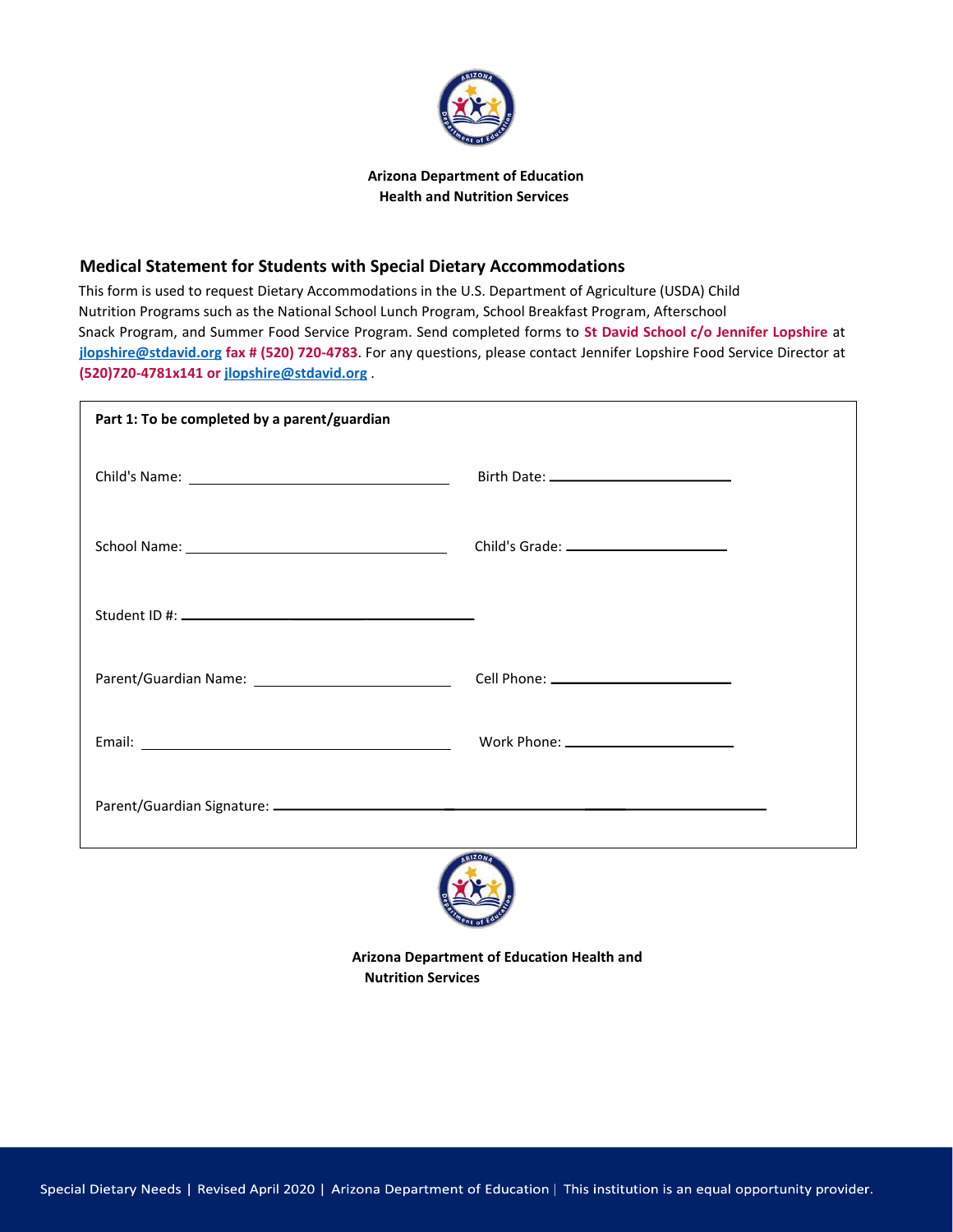**Arizona Department of Education**
**Health and Nutrition Services**

## Medical Statement for Students with Special Dietary Accommodations

This form is used to request Dietary Accommodations in the U.S. Department of Agriculture (USDA) Child Nutrition Programs such as the National School Lunch Program, School Breakfast Program, Afterschool Snack Program, and Summer Food Service Program. Send completed forms to **St David School c/o Jennifer Lopshire** at **jlopshire@stdavid.org** **fax # (520) 720-4783**. For any questions, please contact Jennifer Lopshire Food Service Director at **(520)720-4781x141 or** jlopshire@stdavid.org .

**Part 1: To be completed by a parent/guardian**

Child's Name: ______________________________ Birth Date: ______________________

School Name: ______________________________ Child's Grade: ____________________

Student ID #: ______________________________

Parent/Guardian Name: ______________________ Cell Phone: _____________________

Email: ____________________________________ Work Phone: ____________________

Parent/Guardian Signature: ____________________________________________

**Arizona Department of Education Health and Nutrition Services**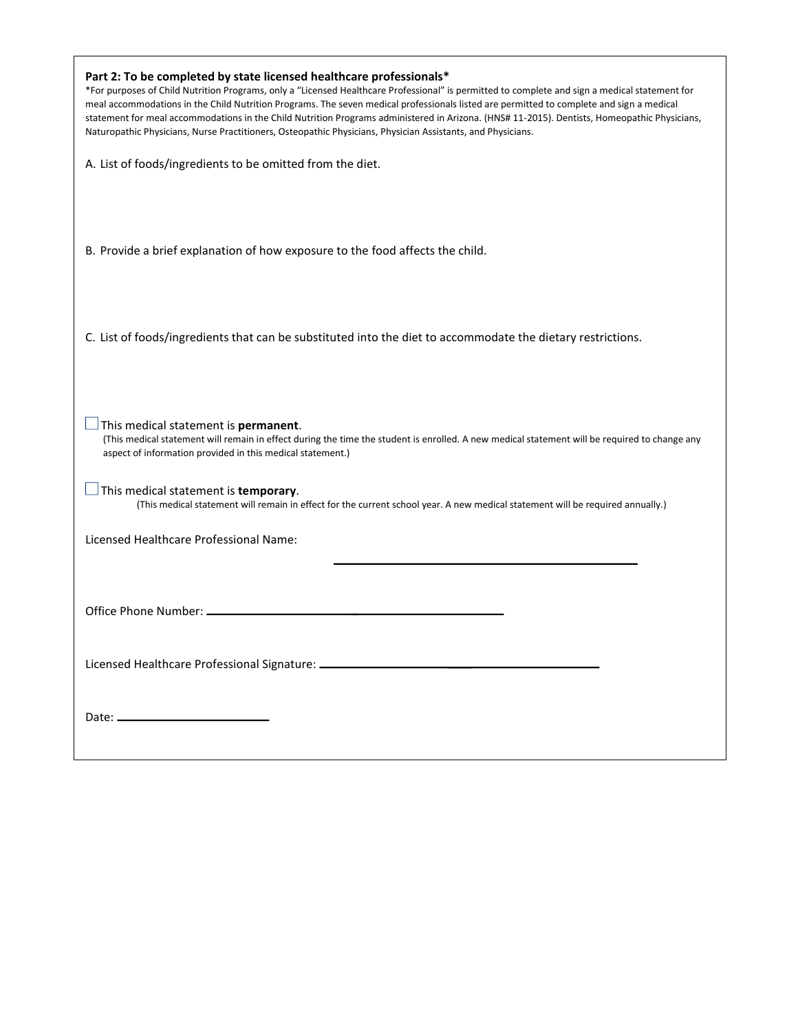**Part 2: To be completed by state licensed healthcare professionals***

*For purposes of Child Nutrition Programs, only a "Licensed Healthcare Professional" is permitted to complete and sign a medical statement for meal accommodations in the Child Nutrition Programs. The seven medical professionals listed are permitted to complete and sign a medical statement for meal accommodations in the Child Nutrition Programs administered in Arizona. (HNS# 11-2015). Dentists, Homeopathic Physicians, Naturopathic Physicians, Nurse Practitioners, Osteopathic Physicians, Physician Assistants, and Physicians.

A. List of foods/ingredients to be omitted from the diet.

B. Provide a brief explanation of how exposure to the food affects the child.

C. List of foods/ingredients that can be substituted into the diet to accommodate the dietary restrictions.

☐ This medical statement is **permanent**.
(This medical statement will remain in effect during the time the student is enrolled. A new medical statement will be required to change any aspect of information provided in this medical statement.)

☐ This medical statement is **temporary**.
(This medical statement will remain in effect for the current school year. A new medical statement will be required annually.)

Licensed Healthcare Professional Name: ______________________________

Office Phone Number: ______________________________

Licensed Healthcare Professional Signature: ______________________________

Date: ____________________